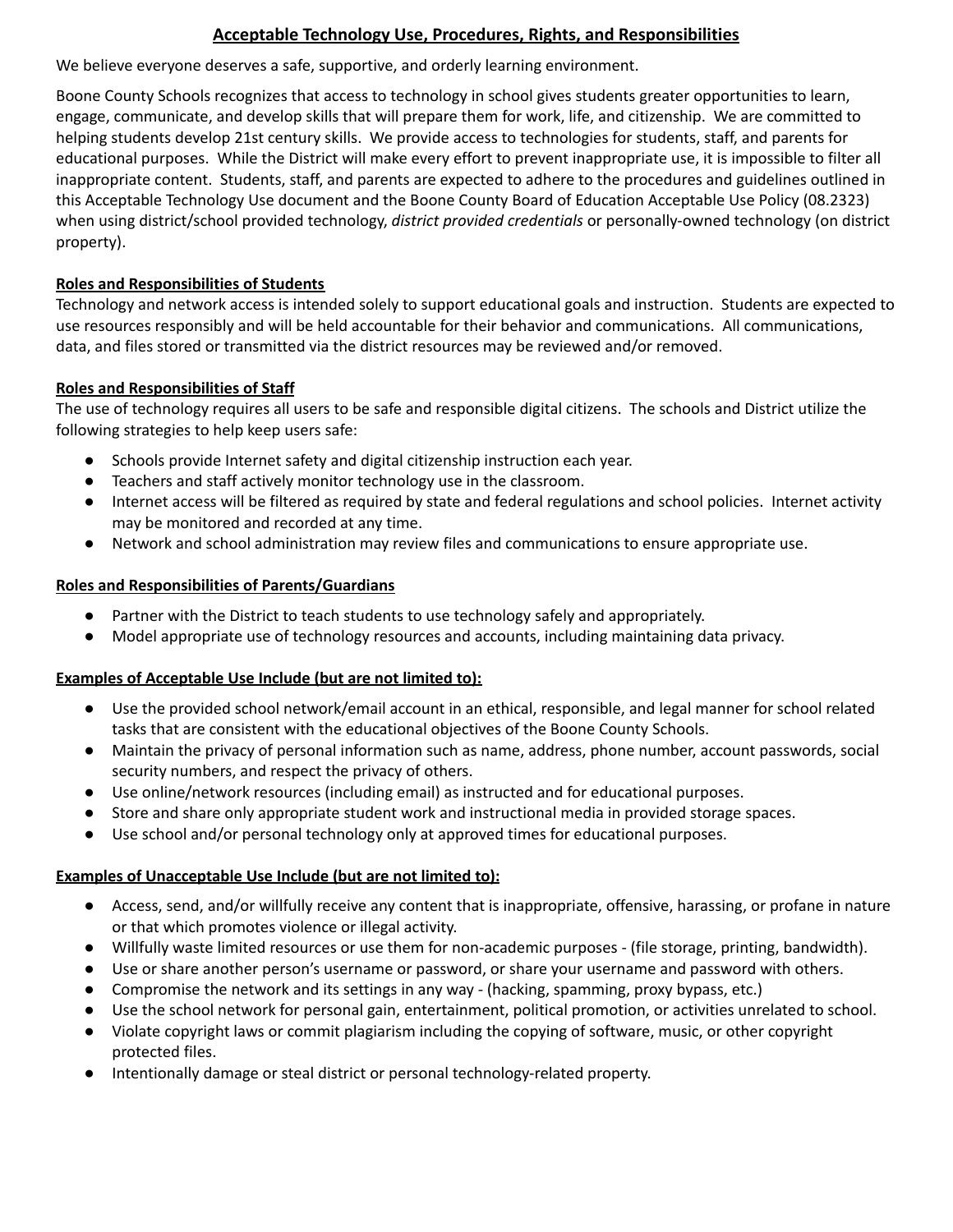# Acceptable Technology Use, Procedures, Rights, and Responsibilities

We believe everyone deserves a safe, supportive, and orderly learning environment.

Boone County Schools recognizes that access to technology in school gives students greater opportunities to learn, engage, communicate, and develop skills that will prepare them for work, life, and citizenship. We are committed to helping students develop 21st century skills. We provide access to technologies for students, staff, and parents for educational purposes. While the District will make every effort to prevent inappropriate use, it is impossible to filter all inappropriate content. Students, staff, and parents are expected to adhere to the procedures and guidelines outlined in this Acceptable Technology Use document and the Boone County Board of Education Acceptable Use Policy (08.2323) when using district/school provided technology, *district provided credentials* or personally-owned technology (on district property).

## Roles and Responsibilities of Students

Technology and network access is intended solely to support educational goals and instruction. Students are expected to use resources responsibly and will be held accountable for their behavior and communications. All communications, data, and files stored or transmitted via the district resources may be reviewed and/or removed.

## Roles and Responsibilities of Staff

The use of technology requires all users to be safe and responsible digital citizens. The schools and District utilize the following strategies to help keep users safe:

- Schools provide Internet safety and digital citizenship instruction each year.
- Teachers and staff actively monitor technology use in the classroom.
- Internet access will be filtered as required by state and federal regulations and school policies. Internet activity may be monitored and recorded at any time.
- Network and school administration may review files and communications to ensure appropriate use.

## Roles and Responsibilities of Parents/Guardians

- Partner with the District to teach students to use technology safely and appropriately.
- Model appropriate use of technology resources and accounts, including maintaining data privacy.

## Examples of Acceptable Use Include (but are not limited to):

- Use the provided school network/email account in an ethical, responsible, and legal manner for school related tasks that are consistent with the educational objectives of the Boone County Schools.
- Maintain the privacy of personal information such as name, address, phone number, account passwords, social security numbers, and respect the privacy of others.
- Use online/network resources (including email) as instructed and for educational purposes.
- Store and share only appropriate student work and instructional media in provided storage spaces.
- Use school and/or personal technology only at approved times for educational purposes.

## Examples of Unacceptable Use Include (but are not limited to):

- Access, send, and/or willfully receive any content that is inappropriate, offensive, harassing, or profane in nature or that which promotes violence or illegal activity.
- Willfully waste limited resources or use them for non-academic purposes - (file storage, printing, bandwidth).
- Use or share another person's username or password, or share your username and password with others.
- Compromise the network and its settings in any way - (hacking, spamming, proxy bypass, etc.)
- Use the school network for personal gain, entertainment, political promotion, or activities unrelated to school.
- Violate copyright laws or commit plagiarism including the copying of software, music, or other copyright protected files.
- Intentionally damage or steal district or personal technology-related property.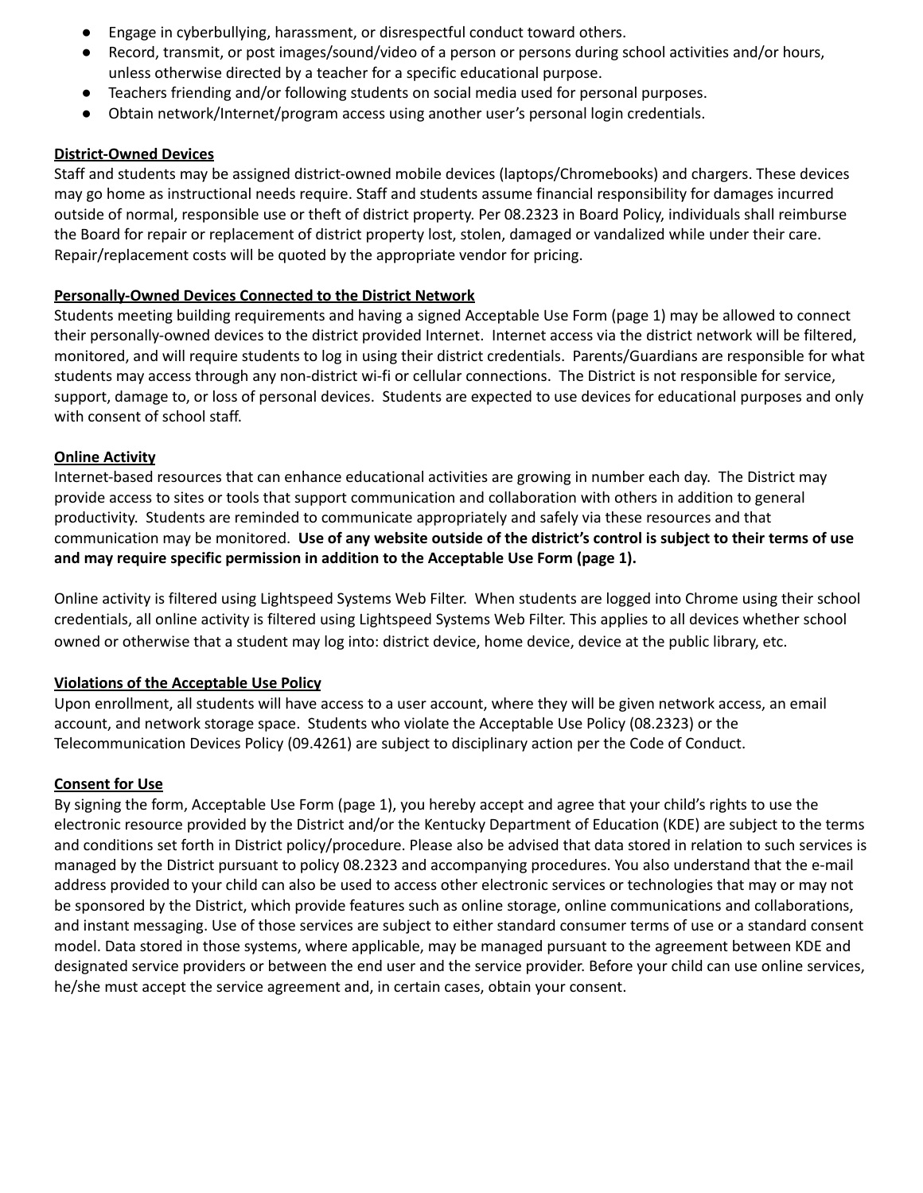- Engage in cyberbullying, harassment, or disrespectful conduct toward others.
- Record, transmit, or post images/sound/video of a person or persons during school activities and/or hours, unless otherwise directed by a teacher for a specific educational purpose.
- Teachers friending and/or following students on social media used for personal purposes.
- Obtain network/Internet/program access using another user's personal login credentials.

**District-Owned Devices**

Staff and students may be assigned district-owned mobile devices (laptops/Chromebooks) and chargers. These devices may go home as instructional needs require. Staff and students assume financial responsibility for damages incurred outside of normal, responsible use or theft of district property. Per 08.2323 in Board Policy, individuals shall reimburse the Board for repair or replacement of district property lost, stolen, damaged or vandalized while under their care. Repair/replacement costs will be quoted by the appropriate vendor for pricing.

**Personally-Owned Devices Connected to the District Network**

Students meeting building requirements and having a signed Acceptable Use Form (page 1) may be allowed to connect their personally-owned devices to the district provided Internet. Internet access via the district network will be filtered, monitored, and will require students to log in using their district credentials. Parents/Guardians are responsible for what students may access through any non-district wi-fi or cellular connections. The District is not responsible for service, support, damage to, or loss of personal devices. Students are expected to use devices for educational purposes and only with consent of school staff.

**Online Activity**

Internet-based resources that can enhance educational activities are growing in number each day. The District may provide access to sites or tools that support communication and collaboration with others in addition to general productivity. Students are reminded to communicate appropriately and safely via these resources and that communication may be monitored. **Use of any website outside of the district's control is subject to their terms of use and may require specific permission in addition to the Acceptable Use Form (page 1).**

Online activity is filtered using Lightspeed Systems Web Filter. When students are logged into Chrome using their school credentials, all online activity is filtered using Lightspeed Systems Web Filter. This applies to all devices whether school owned or otherwise that a student may log into: district device, home device, device at the public library, etc.

**Violations of the Acceptable Use Policy**

Upon enrollment, all students will have access to a user account, where they will be given network access, an email account, and network storage space. Students who violate the Acceptable Use Policy (08.2323) or the Telecommunication Devices Policy (09.4261) are subject to disciplinary action per the Code of Conduct.

**Consent for Use**

By signing the form, Acceptable Use Form (page 1), you hereby accept and agree that your child's rights to use the electronic resource provided by the District and/or the Kentucky Department of Education (KDE) are subject to the terms and conditions set forth in District policy/procedure. Please also be advised that data stored in relation to such services is managed by the District pursuant to policy 08.2323 and accompanying procedures. You also understand that the e-mail address provided to your child can also be used to access other electronic services or technologies that may or may not be sponsored by the District, which provide features such as online storage, online communications and collaborations, and instant messaging. Use of those services are subject to either standard consumer terms of use or a standard consent model. Data stored in those systems, where applicable, may be managed pursuant to the agreement between KDE and designated service providers or between the end user and the service provider. Before your child can use online services, he/she must accept the service agreement and, in certain cases, obtain your consent.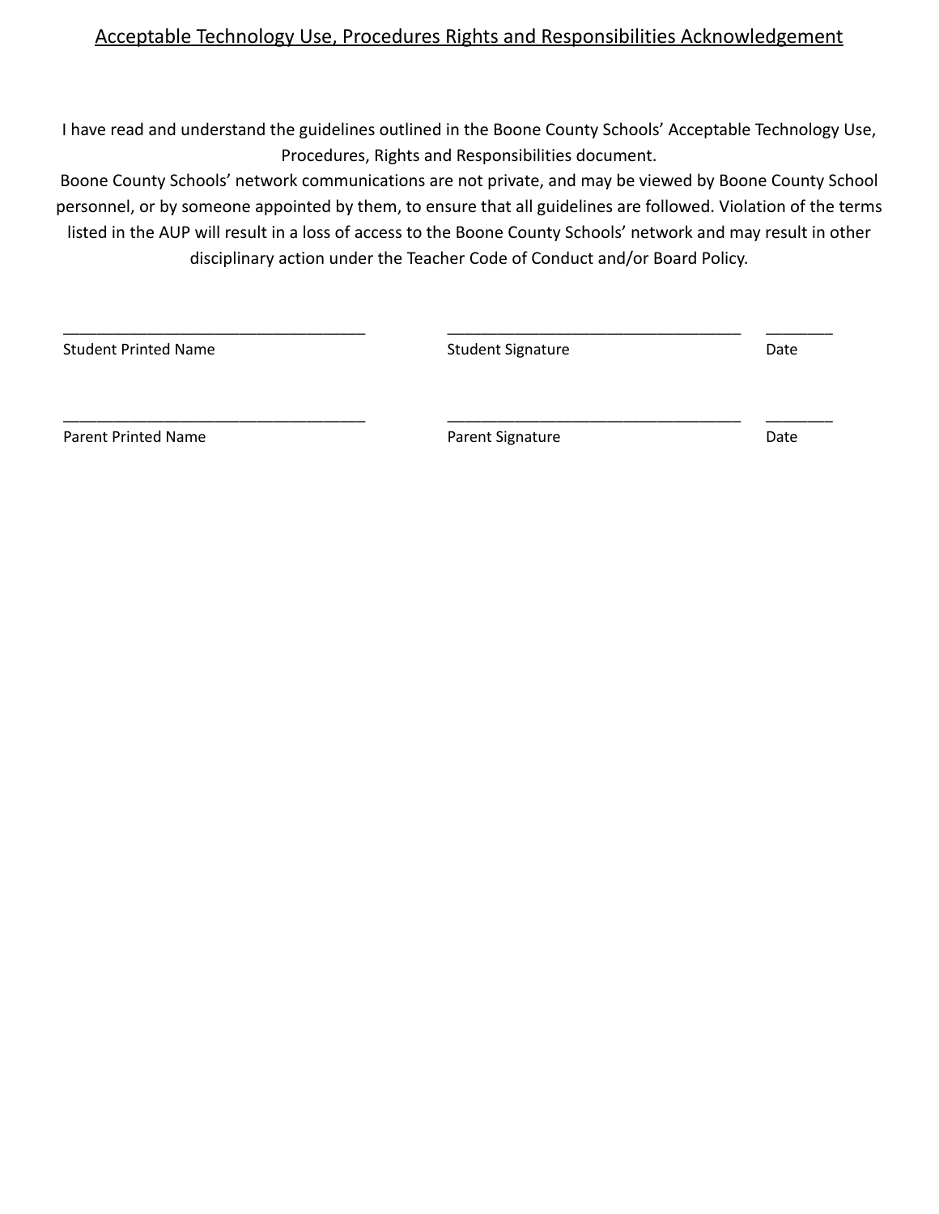## Acceptable Technology Use, Procedures Rights and Responsibilities Acknowledgement

I have read and understand the guidelines outlined in the Boone County Schools' Acceptable Technology Use, Procedures, Rights and Responsibilities document.
Boone County Schools' network communications are not private, and may be viewed by Boone County School personnel, or by someone appointed by them, to ensure that all guidelines are followed. Violation of the terms listed in the AUP will result in a loss of access to the Boone County Schools' network and may result in other disciplinary action under the Teacher Code of Conduct and/or Board Policy.

___________________________________ ___________________________________ ________
Student Printed Name Student Signature Date

___________________________________ ___________________________________ ________
Parent Printed Name Parent Signature Date